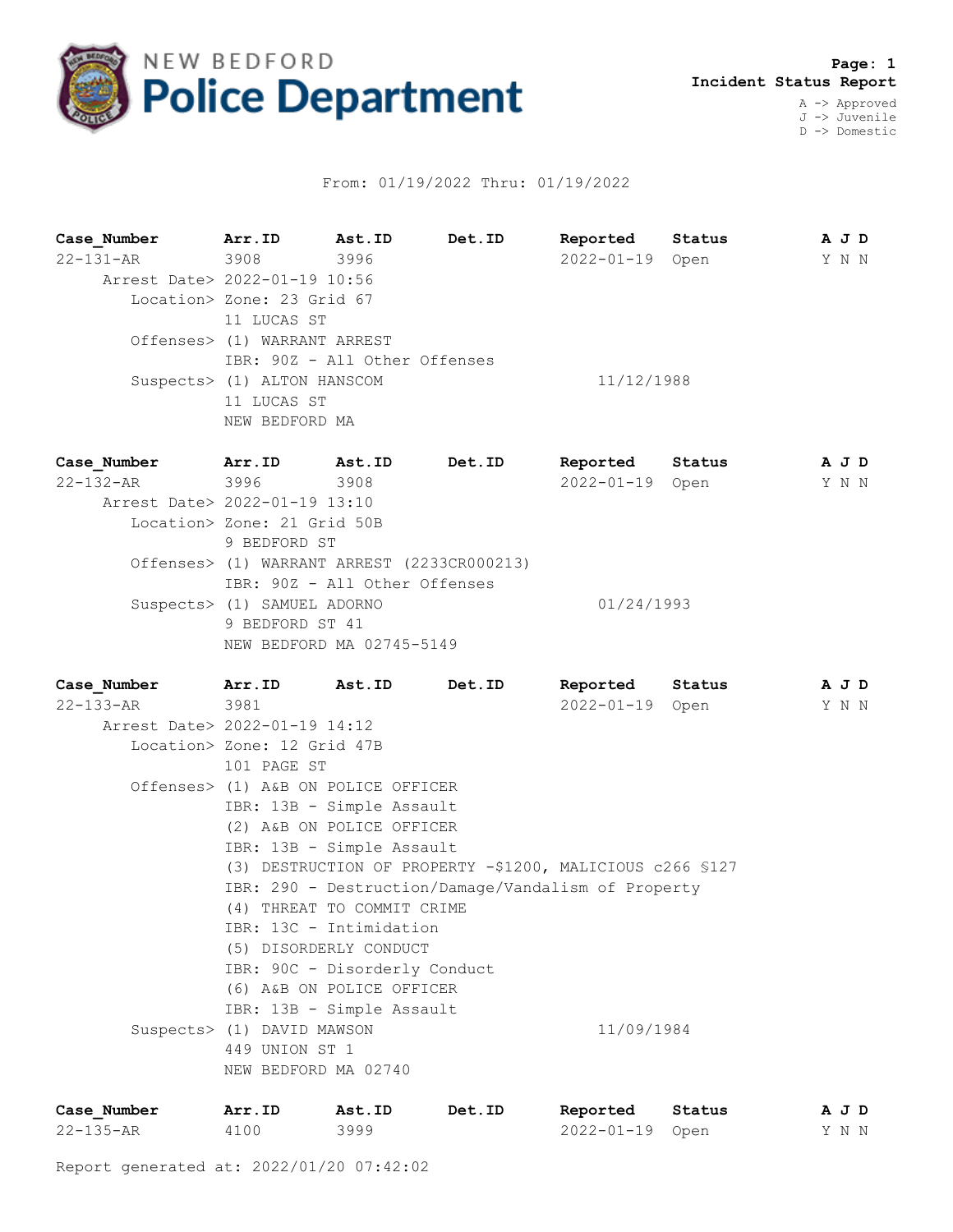NEW BEDFORD **Police Department**

**Page: 1**
**Incident Status Report**

A -> Approved
J -> Juvenile
D -> Domestic

From: 01/19/2022 Thru: 01/19/2022

| Case_Number | Arr.ID | Ast.ID | Det.ID | Reported | Status | A J D |
|---|---|---|---|---|---|---|
| 22-131-AR | 3908 | 3996 | | 2022-01-19 | Open | Y N N |

Arrest Date> 2022-01-19 10:56
Location> Zone: 23 Grid 67
11 LUCAS ST
Offenses> (1) WARRANT ARREST
IBR: 90Z - All Other Offenses
Suspects> (1) ALTON HANSCOM 11/12/1988
11 LUCAS ST
NEW BEDFORD MA

| Case_Number | Arr.ID | Ast.ID | Det.ID | Reported | Status | A J D |
|---|---|---|---|---|---|---|
| 22-132-AR | 3996 | 3908 | | 2022-01-19 | Open | Y N N |

Arrest Date> 2022-01-19 13:10
Location> Zone: 21 Grid 50B
9 BEDFORD ST
Offenses> (1) WARRANT ARREST (2233CR000213)
IBR: 90Z - All Other Offenses
Suspects> (1) SAMUEL ADORNO 01/24/1993
9 BEDFORD ST 41
NEW BEDFORD MA 02745-5149

| Case_Number | Arr.ID | Ast.ID | Det.ID | Reported | Status | A J D |
|---|---|---|---|---|---|---|
| 22-133-AR | 3981 | | | 2022-01-19 | Open | Y N N |

Arrest Date> 2022-01-19 14:12
Location> Zone: 12 Grid 47B
101 PAGE ST
Offenses> (1) A&B ON POLICE OFFICER
IBR: 13B - Simple Assault
(2) A&B ON POLICE OFFICER
IBR: 13B - Simple Assault
(3) DESTRUCTION OF PROPERTY -$1200, MALICIOUS c266 §127
IBR: 290 - Destruction/Damage/Vandalism of Property
(4) THREAT TO COMMIT CRIME
IBR: 13C - Intimidation
(5) DISORDERLY CONDUCT
IBR: 90C - Disorderly Conduct
(6) A&B ON POLICE OFFICER
IBR: 13B - Simple Assault
Suspects> (1) DAVID MAWSON 11/09/1984
449 UNION ST 1
NEW BEDFORD MA 02740

| Case_Number | Arr.ID | Ast.ID | Det.ID | Reported | Status | A J D |
|---|---|---|---|---|---|---|
| 22-135-AR | 4100 | 3999 | | 2022-01-19 | Open | Y N N |

Report generated at: 2022/01/20 07:42:02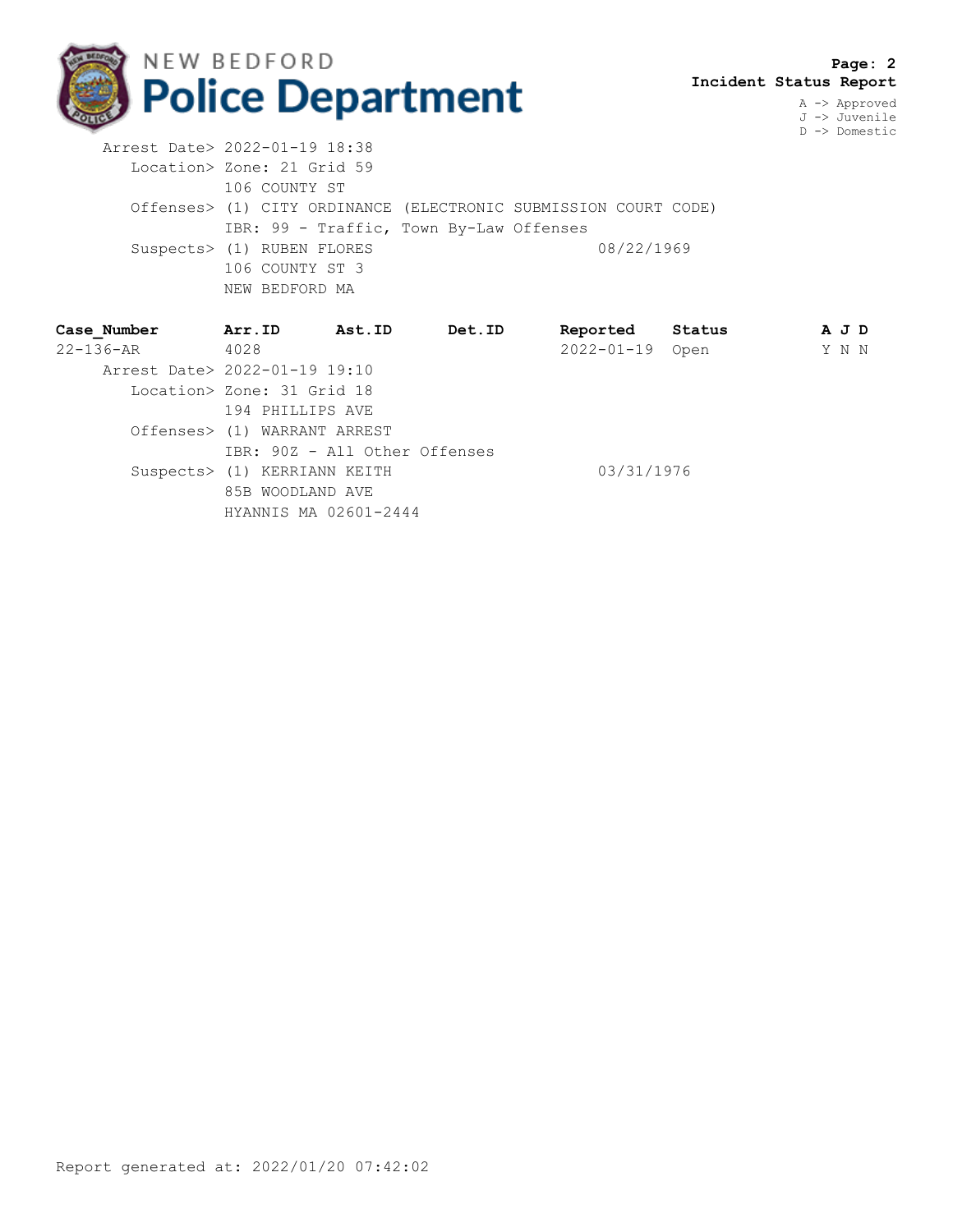# NEW BEDFORD Police Department

**Incident Status Report**

A -> Approved
J -> Juvenile
D -> Domestic

```
    Arrest Date> 2022-01-19 18:38
       Location> Zone: 21 Grid 59
                 106 COUNTY ST
       Offenses> (1) CITY ORDINANCE (ELECTRONIC SUBMISSION COURT CODE)
                 IBR: 99 - Traffic, Town By-Law Offenses
       Suspects> (1) RUBEN FLORES                      08/22/1969
                 106 COUNTY ST 3
                 NEW BEDFORD MA
```

| Case_Number | Arr.ID | Ast.ID | Det.ID | Reported | Status | A J D |
|---|---|---|---|---|---|---|
| 22-136-AR | 4028 | | | 2022-01-19 | Open | Y N N |

```
    Arrest Date> 2022-01-19 19:10
       Location> Zone: 31 Grid 18
                 194 PHILLIPS AVE
       Offenses> (1) WARRANT ARREST
                 IBR: 90Z - All Other Offenses
       Suspects> (1) KERRIANN KEITH                    03/31/1976
                 85B WOODLAND AVE
                 HYANNIS MA 02601-2444
```

Report generated at: 2022/01/20 07:42:02